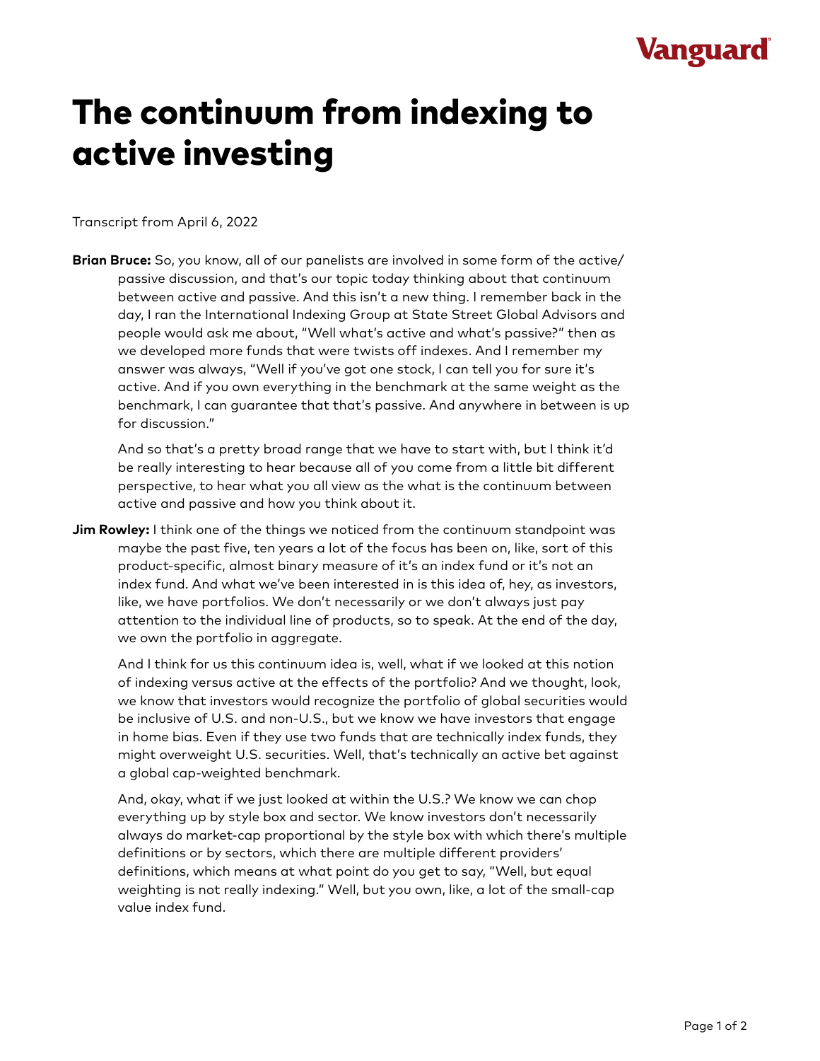# The continuum from indexing to active investing

Transcript from April 6, 2022

**Brian Bruce:** So, you know, all of our panelists are involved in some form of the active/passive discussion, and that's our topic today thinking about that continuum between active and passive. And this isn't a new thing. I remember back in the day, I ran the International Indexing Group at State Street Global Advisors and people would ask me about, "Well what's active and what's passive?" then as we developed more funds that were twists off indexes. And I remember my answer was always, "Well if you've got one stock, I can tell you for sure it's active. And if you own everything in the benchmark at the same weight as the benchmark, I can guarantee that that's passive. And anywhere in between is up for discussion."

And so that's a pretty broad range that we have to start with, but I think it'd be really interesting to hear because all of you come from a little bit different perspective, to hear what you all view as the what is the continuum between active and passive and how you think about it.

**Jim Rowley:** I think one of the things we noticed from the continuum standpoint was maybe the past five, ten years a lot of the focus has been on, like, sort of this product-specific, almost binary measure of it's an index fund or it's not an index fund. And what we've been interested in is this idea of, hey, as investors, like, we have portfolios. We don't necessarily or we don't always just pay attention to the individual line of products, so to speak. At the end of the day, we own the portfolio in aggregate.

And I think for us this continuum idea is, well, what if we looked at this notion of indexing versus active at the effects of the portfolio? And we thought, look, we know that investors would recognize the portfolio of global securities would be inclusive of U.S. and non-U.S., but we know we have investors that engage in home bias. Even if they use two funds that are technically index funds, they might overweight U.S. securities. Well, that's technically an active bet against a global cap-weighted benchmark.

And, okay, what if we just looked at within the U.S.? We know we can chop everything up by style box and sector. We know investors don't necessarily always do market-cap proportional by the style box with which there's multiple definitions or by sectors, which there are multiple different providers' definitions, which means at what point do you get to say, "Well, but equal weighting is not really indexing." Well, but you own, like, a lot of the small-cap value index fund.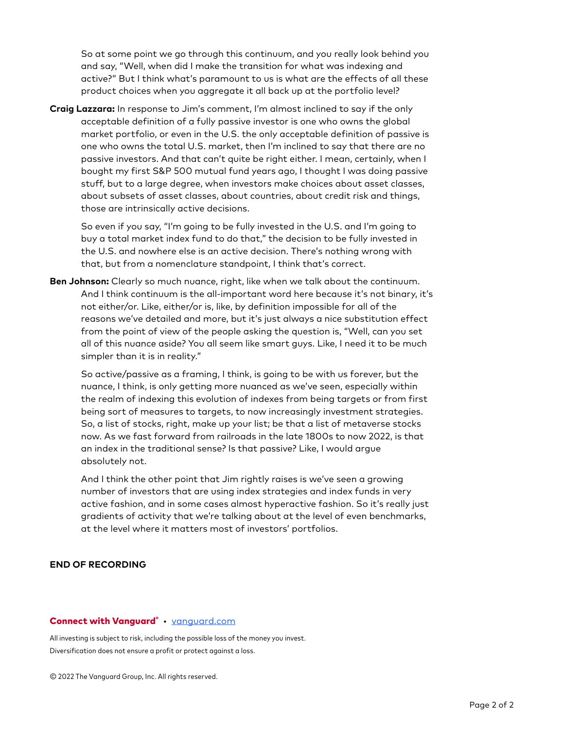So at some point we go through this continuum, and you really look behind you and say, "Well, when did I make the transition for what was indexing and active?" But I think what's paramount to us is what are the effects of all these product choices when you aggregate it all back up at the portfolio level?

**Craig Lazzara:** In response to Jim's comment, I'm almost inclined to say if the only acceptable definition of a fully passive investor is one who owns the global market portfolio, or even in the U.S. the only acceptable definition of passive is one who owns the total U.S. market, then I'm inclined to say that there are no passive investors. And that can't quite be right either. I mean, certainly, when I bought my first S&P 500 mutual fund years ago, I thought I was doing passive stuff, but to a large degree, when investors make choices about asset classes, about subsets of asset classes, about countries, about credit risk and things, those are intrinsically active decisions.

So even if you say, "I'm going to be fully invested in the U.S. and I'm going to buy a total market index fund to do that," the decision to be fully invested in the U.S. and nowhere else is an active decision. There's nothing wrong with that, but from a nomenclature standpoint, I think that's correct.

**Ben Johnson:** Clearly so much nuance, right, like when we talk about the continuum. And I think continuum is the all-important word here because it's not binary, it's not either/or. Like, either/or is, like, by definition impossible for all of the reasons we've detailed and more, but it's just always a nice substitution effect from the point of view of the people asking the question is, "Well, can you set all of this nuance aside? You all seem like smart guys. Like, I need it to be much simpler than it is in reality."

So active/passive as a framing, I think, is going to be with us forever, but the nuance, I think, is only getting more nuanced as we've seen, especially within the realm of indexing this evolution of indexes from being targets or from first being sort of measures to targets, to now increasingly investment strategies. So, a list of stocks, right, make up your list; be that a list of metaverse stocks now. As we fast forward from railroads in the late 1800s to now 2022, is that an index in the traditional sense? Is that passive? Like, I would argue absolutely not.

And I think the other point that Jim rightly raises is we've seen a growing number of investors that are using index strategies and index funds in very active fashion, and in some cases almost hyperactive fashion. So it's really just gradients of activity that we're talking about at the level of even benchmarks, at the level where it matters most of investors' portfolios.

**END OF RECORDING**

**Connect with Vanguard®** • vanguard.com

All investing is subject to risk, including the possible loss of the money you invest.

Diversification does not ensure a profit or protect against a loss.

© 2022 The Vanguard Group, Inc. All rights reserved.